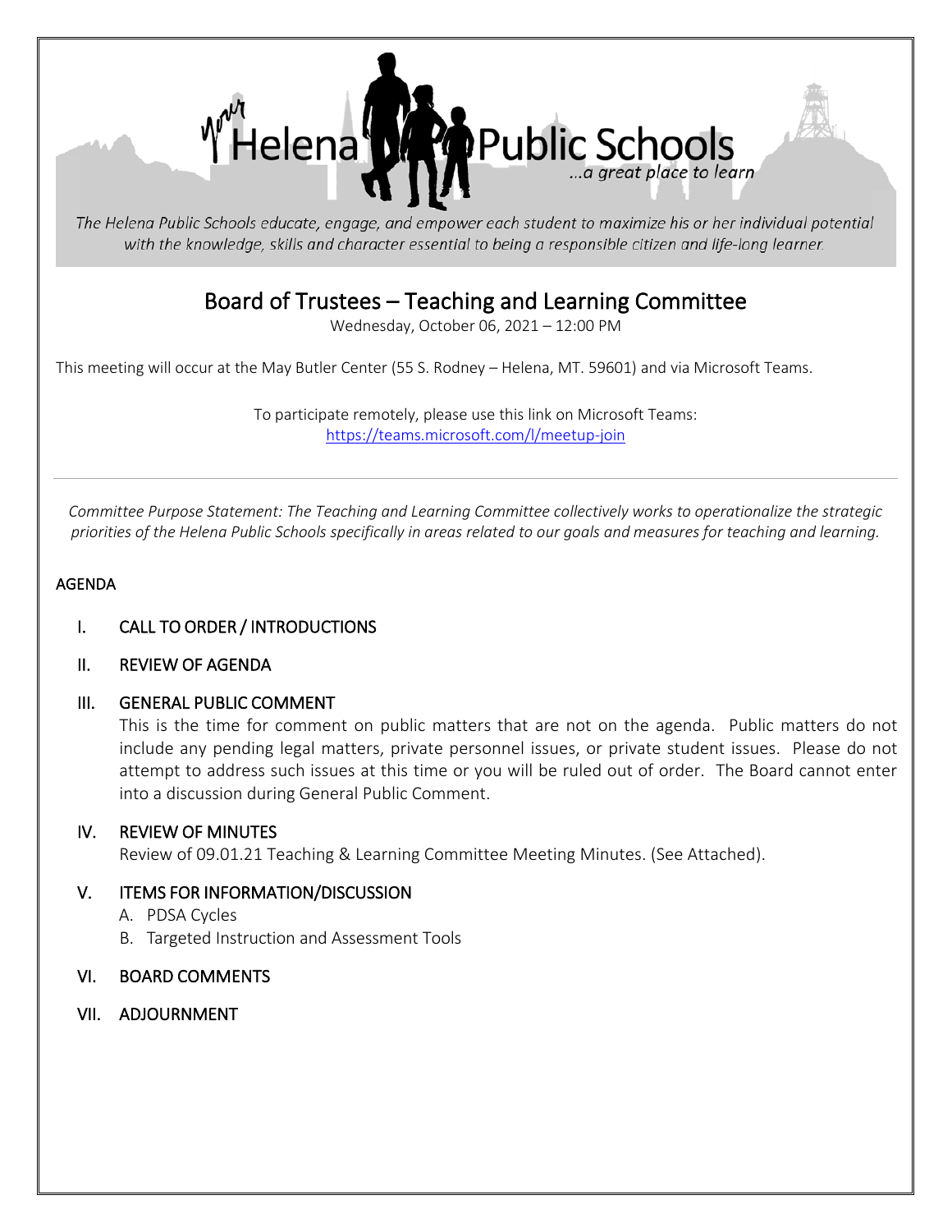Your Helena Public Schools

*...a great place to learn*

*The Helena Public Schools educate, engage, and empower each student to maximize his or her individual potential with the knowledge, skills and character essential to being a responsible citizen and life-long learner.*

# Board of Trustees – Teaching and Learning Committee

Wednesday, October 06, 2021 – 12:00 PM

This meeting will occur at the May Butler Center (55 S. Rodney – Helena, MT. 59601) and via Microsoft Teams.

To participate remotely, please use this link on Microsoft Teams:
https://teams.microsoft.com/l/meetup-join

---

*Committee Purpose Statement: The Teaching and Learning Committee collectively works to operationalize the strategic priorities of the Helena Public Schools specifically in areas related to our goals and measures for teaching and learning.*

## AGENDA

I. CALL TO ORDER / INTRODUCTIONS

II. REVIEW OF AGENDA

III. GENERAL PUBLIC COMMENT

This is the time for comment on public matters that are not on the agenda. Public matters do not include any pending legal matters, private personnel issues, or private student issues. Please do not attempt to address such issues at this time or you will be ruled out of order. The Board cannot enter into a discussion during General Public Comment.

IV. REVIEW OF MINUTES

Review of 09.01.21 Teaching & Learning Committee Meeting Minutes. (See Attached).

V. ITEMS FOR INFORMATION/DISCUSSION

A. PDSA Cycles
B. Targeted Instruction and Assessment Tools

VI. BOARD COMMENTS

VII. ADJOURNMENT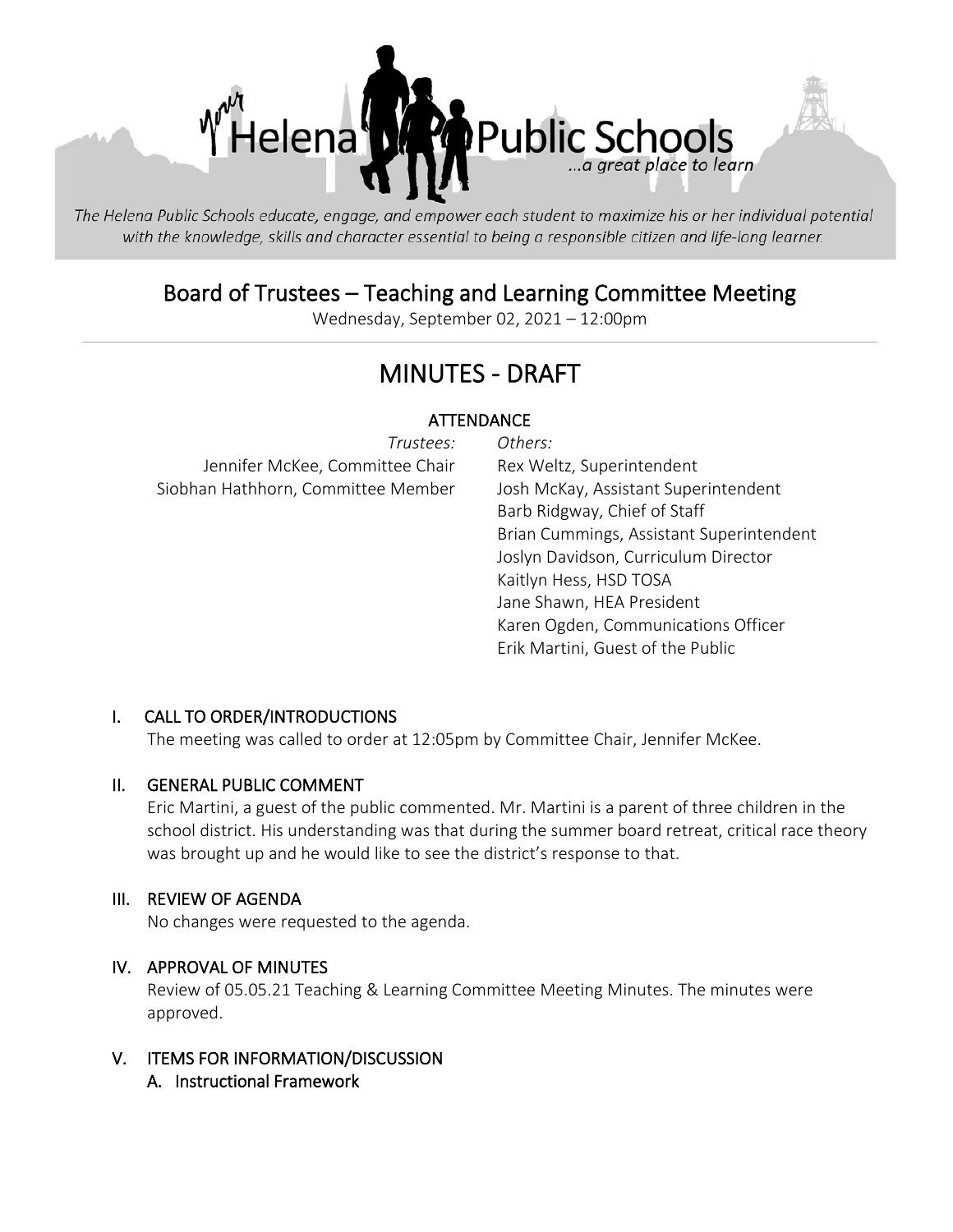The Helena Public Schools educate, engage, and empower each student to maximize his or her individual potential with the knowledge, skills and character essential to being a responsible citizen and life-long learner.

# Board of Trustees – Teaching and Learning Committee Meeting

Wednesday, September 02, 2021 – 12:00pm

# MINUTES - DRAFT

## ATTENDANCE

| *Trustees:* | *Others:* |
|---|---|
| Jennifer McKee, Committee Chair | Rex Weltz, Superintendent |
| Siobhan Hathhorn, Committee Member | Josh McKay, Assistant Superintendent |
| | Barb Ridgway, Chief of Staff |
| | Brian Cummings, Assistant Superintendent |
| | Joslyn Davidson, Curriculum Director |
| | Kaitlyn Hess, HSD TOSA |
| | Jane Shawn, HEA President |
| | Karen Ogden, Communications Officer |
| | Erik Martini, Guest of the Public |

## I. CALL TO ORDER/INTRODUCTIONS

The meeting was called to order at 12:05pm by Committee Chair, Jennifer McKee.

## II. GENERAL PUBLIC COMMENT

Eric Martini, a guest of the public commented. Mr. Martini is a parent of three children in the school district. His understanding was that during the summer board retreat, critical race theory was brought up and he would like to see the district's response to that.

## III. REVIEW OF AGENDA

No changes were requested to the agenda.

## IV. APPROVAL OF MINUTES

Review of 05.05.21 Teaching & Learning Committee Meeting Minutes. The minutes were approved.

## V. ITEMS FOR INFORMATION/DISCUSSION

### A. Instructional Framework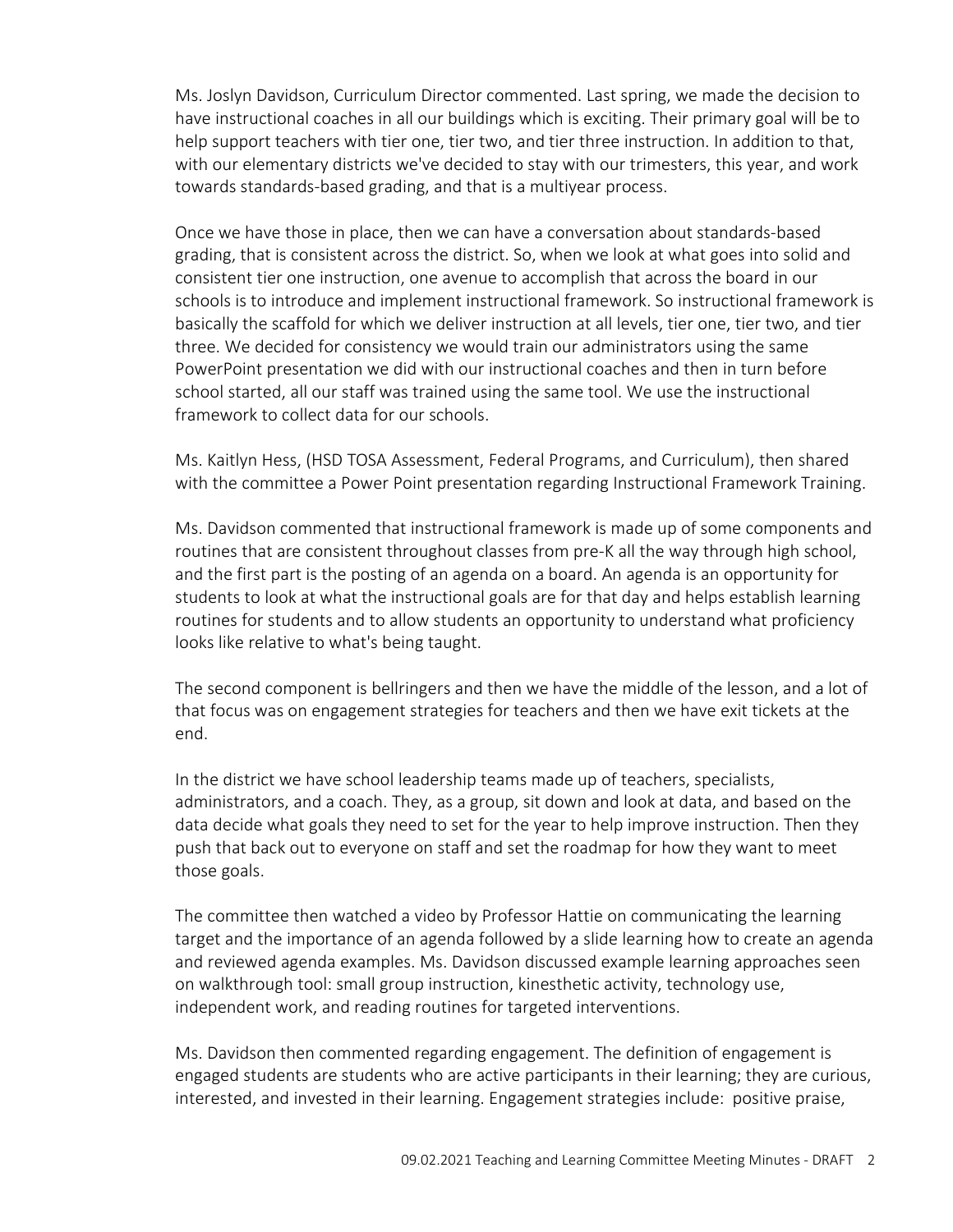Ms. Joslyn Davidson, Curriculum Director commented. Last spring, we made the decision to have instructional coaches in all our buildings which is exciting. Their primary goal will be to help support teachers with tier one, tier two, and tier three instruction. In addition to that, with our elementary districts we've decided to stay with our trimesters, this year, and work towards standards-based grading, and that is a multiyear process.

Once we have those in place, then we can have a conversation about standards-based grading, that is consistent across the district. So, when we look at what goes into solid and consistent tier one instruction, one avenue to accomplish that across the board in our schools is to introduce and implement instructional framework. So instructional framework is basically the scaffold for which we deliver instruction at all levels, tier one, tier two, and tier three. We decided for consistency we would train our administrators using the same PowerPoint presentation we did with our instructional coaches and then in turn before school started, all our staff was trained using the same tool. We use the instructional framework to collect data for our schools.

Ms. Kaitlyn Hess, (HSD TOSA Assessment, Federal Programs, and Curriculum), then shared with the committee a Power Point presentation regarding Instructional Framework Training.

Ms. Davidson commented that instructional framework is made up of some components and routines that are consistent throughout classes from pre-K all the way through high school, and the first part is the posting of an agenda on a board. An agenda is an opportunity for students to look at what the instructional goals are for that day and helps establish learning routines for students and to allow students an opportunity to understand what proficiency looks like relative to what's being taught.

The second component is bellringers and then we have the middle of the lesson, and a lot of that focus was on engagement strategies for teachers and then we have exit tickets at the end.

In the district we have school leadership teams made up of teachers, specialists, administrators, and a coach. They, as a group, sit down and look at data, and based on the data decide what goals they need to set for the year to help improve instruction. Then they push that back out to everyone on staff and set the roadmap for how they want to meet those goals.

The committee then watched a video by Professor Hattie on communicating the learning target and the importance of an agenda followed by a slide learning how to create an agenda and reviewed agenda examples. Ms. Davidson discussed example learning approaches seen on walkthrough tool: small group instruction, kinesthetic activity, technology use, independent work, and reading routines for targeted interventions.

Ms. Davidson then commented regarding engagement. The definition of engagement is engaged students are students who are active participants in their learning; they are curious, interested, and invested in their learning. Engagement strategies include: positive praise,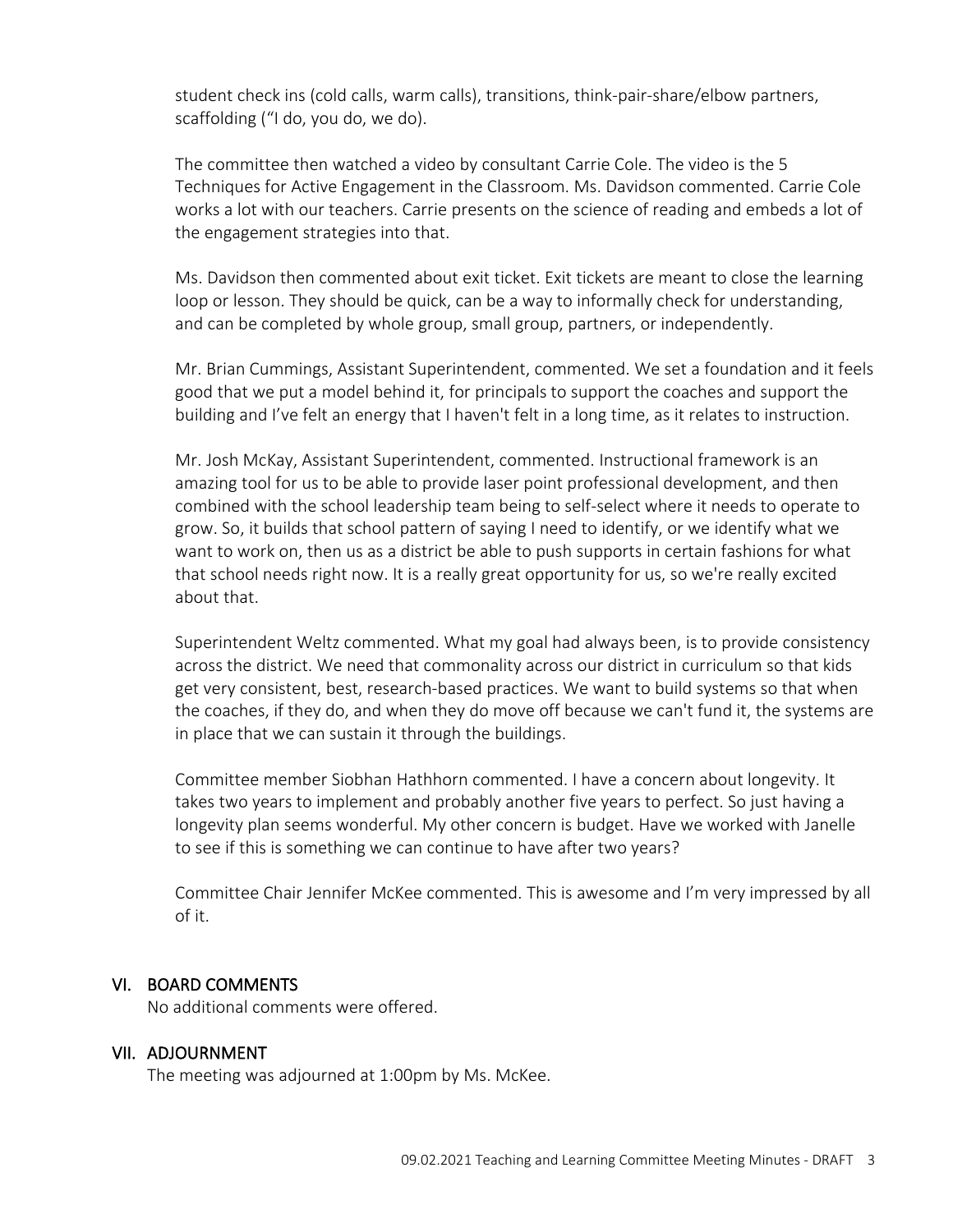student check ins (cold calls, warm calls), transitions, think-pair-share/elbow partners, scaffolding ("I do, you do, we do).

The committee then watched a video by consultant Carrie Cole. The video is the 5 Techniques for Active Engagement in the Classroom. Ms. Davidson commented. Carrie Cole works a lot with our teachers. Carrie presents on the science of reading and embeds a lot of the engagement strategies into that.

Ms. Davidson then commented about exit ticket. Exit tickets are meant to close the learning loop or lesson. They should be quick, can be a way to informally check for understanding, and can be completed by whole group, small group, partners, or independently.

Mr. Brian Cummings, Assistant Superintendent, commented. We set a foundation and it feels good that we put a model behind it, for principals to support the coaches and support the building and I've felt an energy that I haven't felt in a long time, as it relates to instruction.

Mr. Josh McKay, Assistant Superintendent, commented. Instructional framework is an amazing tool for us to be able to provide laser point professional development, and then combined with the school leadership team being to self-select where it needs to operate to grow. So, it builds that school pattern of saying I need to identify, or we identify what we want to work on, then us as a district be able to push supports in certain fashions for what that school needs right now. It is a really great opportunity for us, so we're really excited about that.

Superintendent Weltz commented. What my goal had always been, is to provide consistency across the district. We need that commonality across our district in curriculum so that kids get very consistent, best, research-based practices. We want to build systems so that when the coaches, if they do, and when they do move off because we can't fund it, the systems are in place that we can sustain it through the buildings.

Committee member Siobhan Hathhorn commented. I have a concern about longevity. It takes two years to implement and probably another five years to perfect. So just having a longevity plan seems wonderful. My other concern is budget. Have we worked with Janelle to see if this is something we can continue to have after two years?

Committee Chair Jennifer McKee commented. This is awesome and I'm very impressed by all of it.

## VI. BOARD COMMENTS

No additional comments were offered.

## VII. ADJOURNMENT

The meeting was adjourned at 1:00pm by Ms. McKee.